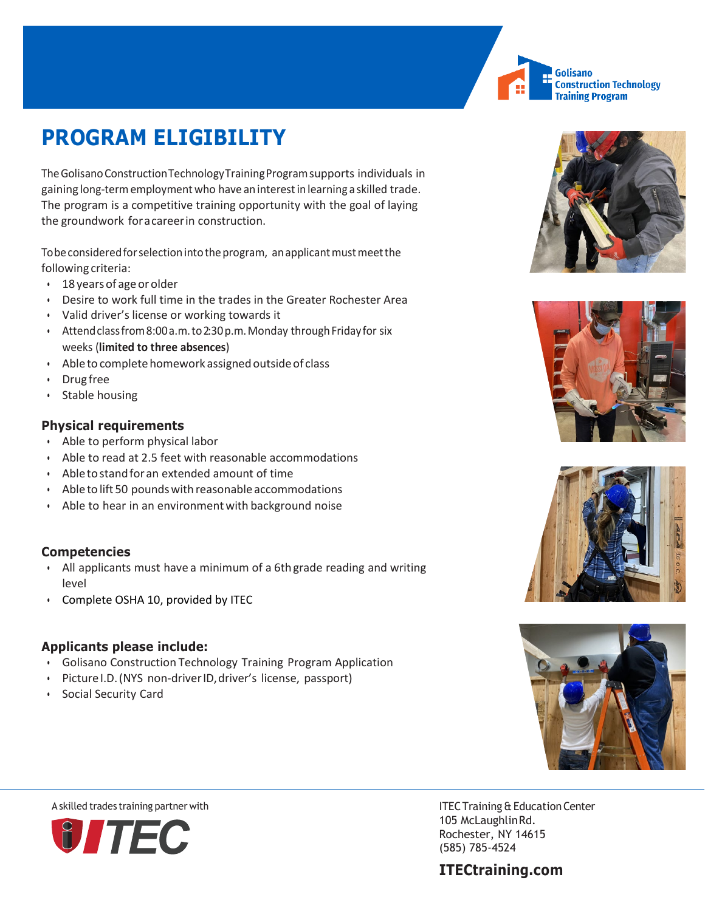Golisano Construction Technology Training Program

# PROGRAM ELIGIBILITY

The Golisano Construction Technology Training Program supports individuals in gaining long-term employment who have an interest in learning a skilled trade. The program is a competitive training opportunity with the goal of laying the groundwork for a career in construction.

To be considered for selection into the program, an applicant must meet the following criteria:

- 18 years of age or older
- Desire to work full time in the trades in the Greater Rochester Area
- Valid driver's license or working towards it
- Attend class from 8:00 a.m. to 2:30 p.m. Monday through Friday for six weeks (**limited to three absences**)
- Able to complete homework assigned outside of class
- Drug free
- Stable housing

## Physical requirements

- Able to perform physical labor
- Able to read at 2.5 feet with reasonable accommodations
- Able to stand for an extended amount of time
- Able to lift 50 pounds with reasonable accommodations
- Able to hear in an environment with background noise

## Competencies

- All applicants must have a minimum of a 6th grade reading and writing level
- Complete OSHA 10, provided by ITEC

## Applicants please include:

- Golisano Construction Technology Training Program Application
- Picture I.D. (NYS non-driver ID, driver's license, passport)
- Social Security Card

A skilled trades training partner with ITEC

ITEC Training & Education Center
105 McLaughlin Rd.
Rochester, NY 14615
(585) 785-4524

**ITECtraining.com**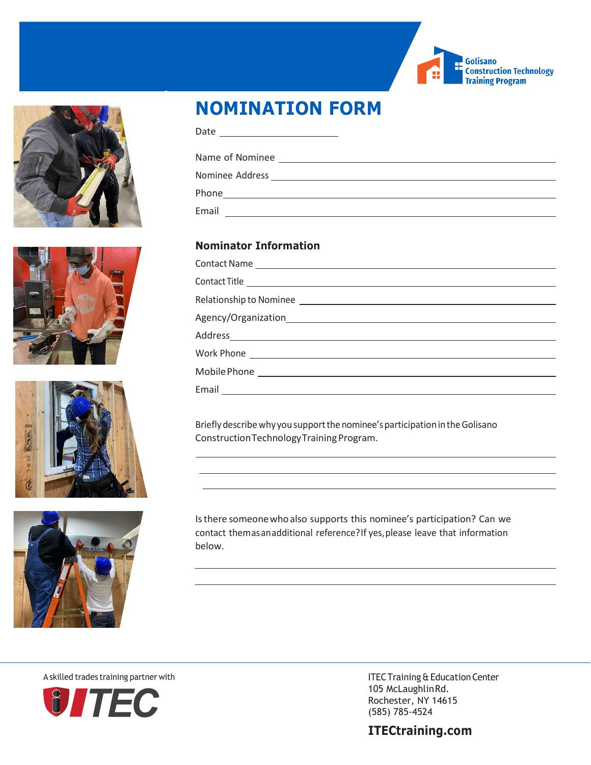Golisano Construction Technology Training Program

# NOMINATION FORM

Date ______________________

Name of Nominee ______________________________________________

Nominee Address ______________________________________________

Phone ______________________________________________

Email ______________________________________________

## Nominator Information

Contact Name ______________________________________________

Contact Title ______________________________________________

Relationship to Nominee ______________________________________________

Agency/Organization ______________________________________________

Address ______________________________________________

Work Phone ______________________________________________

Mobile Phone ______________________________________________

Email ______________________________________________

Briefly describe why you support the nominee's participation in the Golisano Construction Technology Training Program.

______________________________________________

______________________________________________

______________________________________________

Is there someone who also supports this nominee's participation? Can we contact them as an additional reference? If yes, please leave that information below.

______________________________________________

______________________________________________

A skilled trades training partner with

ITEC

ITEC Training & Education Center
105 McLaughlin Rd.
Rochester, NY 14615
(585) 785-4524

**ITECtraining.com**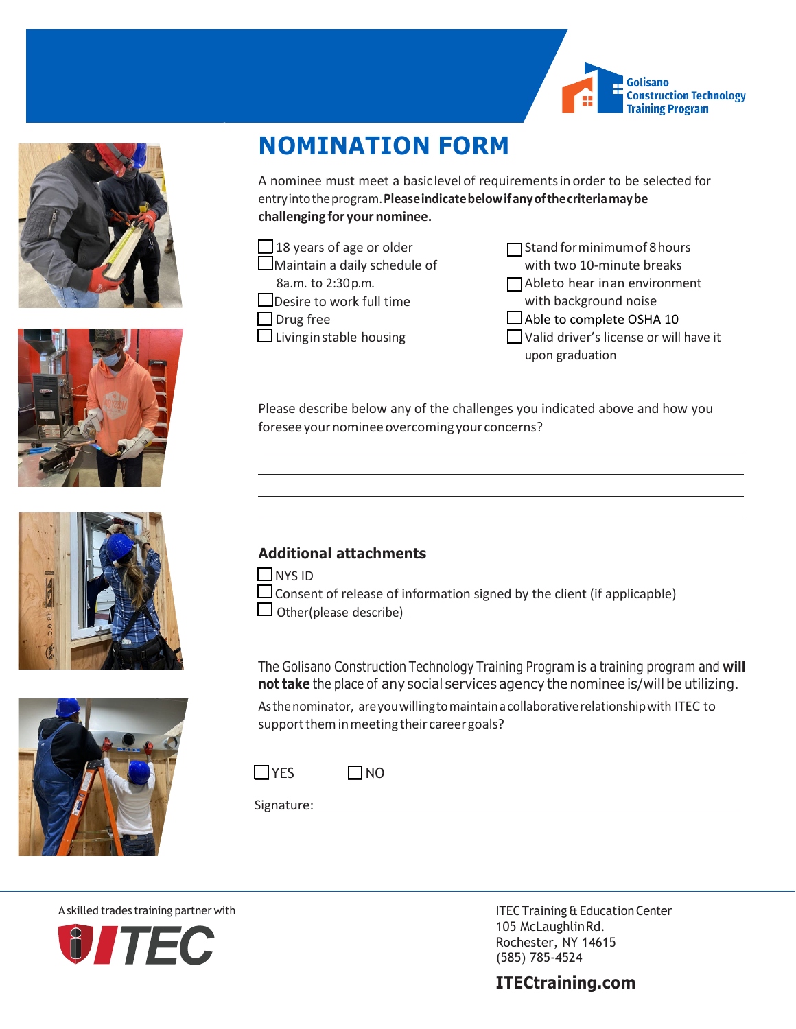Golisano Construction Technology Training Program

# NOMINATION FORM

A nominee must meet a basic level of requirements in order to be selected for entry into the program. **Please indicate below if any of the criteria may be challenging for your nominee.**

- ☐ 18 years of age or older
- ☐ Maintain a daily schedule of 8a.m. to 2:30 p.m.
- ☐ Desire to work full time
- ☐ Drug free
- ☐ Living in stable housing
- ☐ Stand for minimum of 8 hours with two 10-minute breaks
- ☐ Able to hear in an environment with background noise
- ☐ Able to complete OSHA 10
- ☐ Valid driver's license or will have it upon graduation

Please describe below any of the challenges you indicated above and how you foresee your nominee overcoming your concerns?

______________________________________________

______________________________________________

______________________________________________

______________________________________________

## Additional attachments

- ☐ NYS ID
- ☐ Consent of release of information signed by the client (if appicapble)
- ☐ Other(please describe) ______________________________

The Golisano Construction Technology Training Program is a training program and **will not take** the place of any social services agency the nominee is/will be utilizing.

As the nominator, are you willing to maintain a collaborative relationship with ITEC to support them in meeting their career goals?

☐ YES ☐ NO

Signature: ______________________________

A skilled trades training partner with

ITEC

ITEC Training & Education Center
105 McLaughlin Rd.
Rochester, NY 14615
(585) 785-4524

**ITECtraining.com**